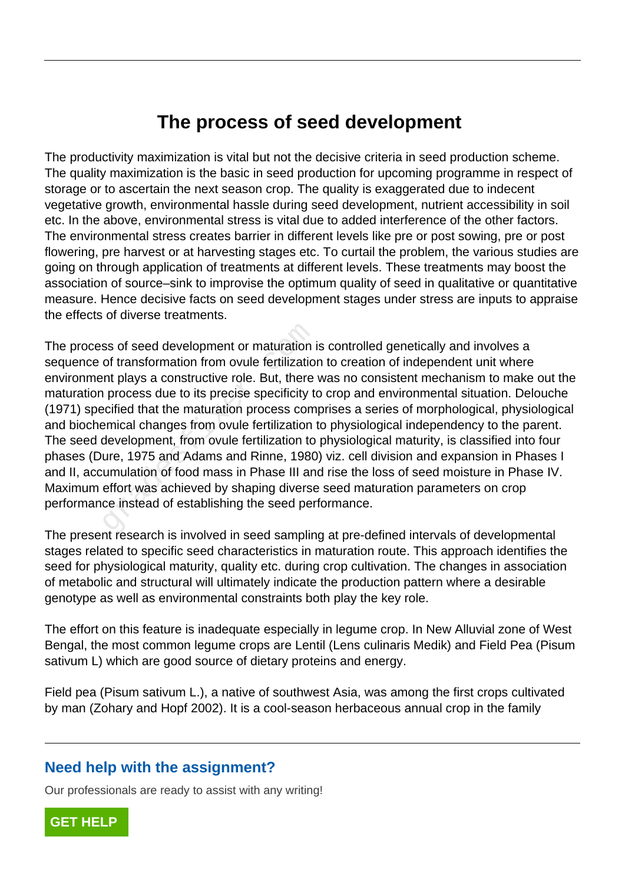# The process of seed development

The productivity maximization is vital but not the decisive criteria in seed production scheme. The quality maximization is the basic in seed production for upcoming programme in respect of storage or to ascertain the next season crop. The quality is exaggerated due to indecent vegetative growth, environmental hassle during seed development, nutrient accessibility in soil etc. In the above, environmental stress is vital due to added interference of the other factors. The environmental stress creates barrier in different levels like pre or post sowing, pre or post flowering, pre harvest or at harvesting stages etc. To curtail the problem, the various studies are going on through application of treatments at different levels. These treatments may boost the association of source–sink to improvise the optimum quality of seed in qualitative or quantitative measure. Hence decisive facts on seed development stages under stress are inputs to appraise the effects of diverse treatments.

The process of seed development or maturation is controlled genetically and involves a sequence of transformation from ovule fertilization to creation of independent unit where environment plays a constructive role. But, there was no consistent mechanism to make out the maturation process due to its precise specificity to crop and environmental situation. Delouche (1971) specified that the maturation process comprises a series of morphological, physiological and biochemical changes from ovule fertilization to physiological independency to the parent. The seed development, from ovule fertilization to physiological maturity, is classified into four phases (Dure, 1975 and Adams and Rinne, 1980) viz. cell division and expansion in Phases I and II, accumulation of food mass in Phase III and rise the loss of seed moisture in Phase IV. Maximum effort was achieved by shaping diverse seed maturation parameters on crop performance instead of establishing the seed performance.

The present research is involved in seed sampling at pre-defined intervals of developmental stages related to specific seed characteristics in maturation route. This approach identifies the seed for physiological maturity, quality etc. during crop cultivation. The changes in association of metabolic and structural will ultimately indicate the production pattern where a desirable genotype as well as environmental constraints both play the key role.

The effort on this feature is inadequate especially in legume crop. In New Alluvial zone of West Bengal, the most common legume crops are Lentil (Lens culinaris Medik) and Field Pea (Pisum sativum L) which are good source of dietary proteins and energy.

Field pea (Pisum sativum L.), a native of southwest Asia, was among the first crops cultivated by man (Zohary and Hopf 2002). It is a cool-season herbaceous annual crop in the family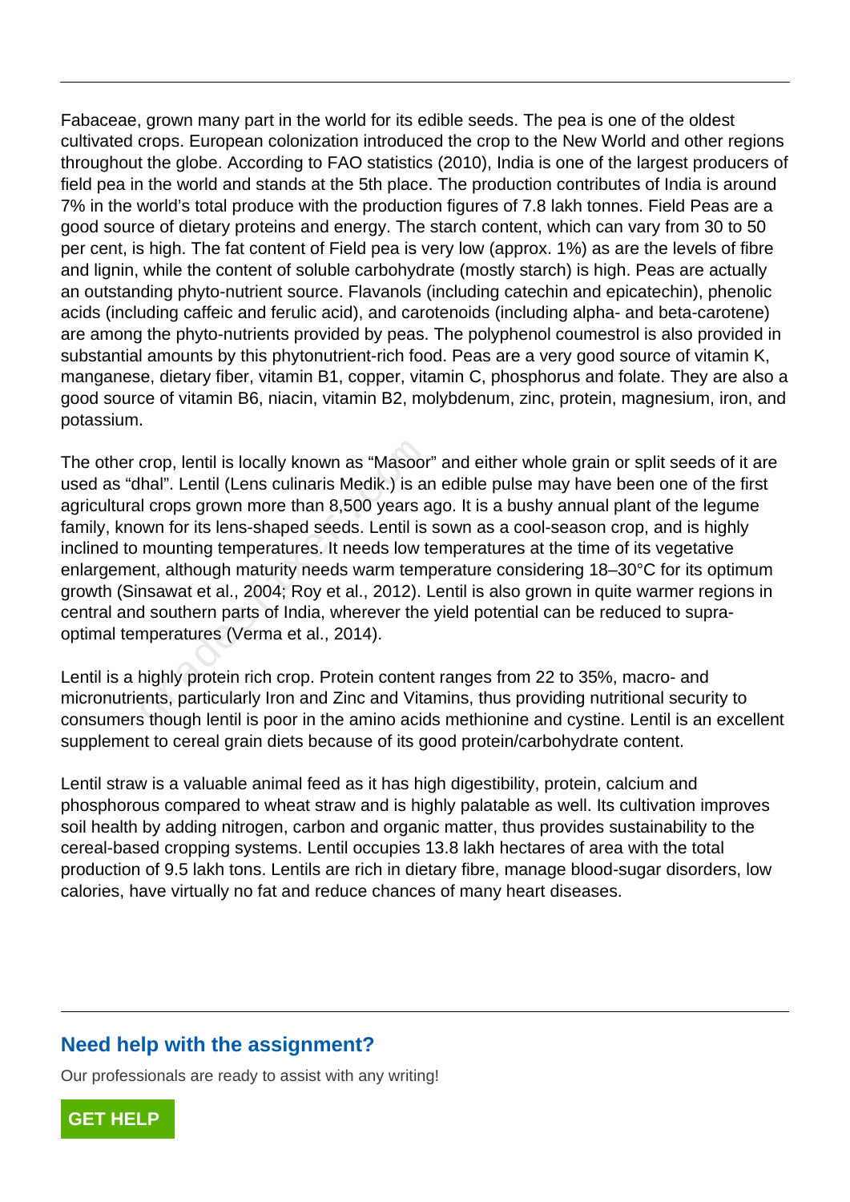Fabaceae, grown many part in the world for its edible seeds. The pea is one of the oldest cultivated crops. European colonization introduced the crop to the New World and other regions throughout the globe. According to FAO statistics (2010), India is one of the largest producers of field pea in the world and stands at the 5th place. The production contributes of India is around 7% in the world's total produce with the production figures of 7.8 lakh tonnes. Field Peas are a good source of dietary proteins and energy. The starch content, which can vary from 30 to 50 per cent, is high. The fat content of Field pea is very low (approx. 1%) as are the levels of fibre and lignin, while the content of soluble carbohydrate (mostly starch) is high. Peas are actually an outstanding phyto-nutrient source. Flavanols (including catechin and epicatechin), phenolic acids (including caffeic and ferulic acid), and carotenoids (including alpha- and beta-carotene) are among the phyto-nutrients provided by peas. The polyphenol coumestrol is also provided in substantial amounts by this phytonutrient-rich food. Peas are a very good source of vitamin K, manganese, dietary fiber, vitamin B1, copper, vitamin C, phosphorus and folate. They are also a good source of vitamin B6, niacin, vitamin B2, molybdenum, zinc, protein, magnesium, iron, and potassium.

The other crop, lentil is locally known as "Masoor" and either whole grain or split seeds of it are used as "dhal". Lentil (Lens culinaris Medik.) is an edible pulse may have been one of the first agricultural crops grown more than 8,500 years ago. It is a bushy annual plant of the legume family, known for its lens-shaped seeds. Lentil is sown as a cool-season crop, and is highly inclined to mounting temperatures. It needs low temperatures at the time of its vegetative enlargement, although maturity needs warm temperature considering 18–30°C for its optimum growth (Sinsawat et al., 2004; Roy et al., 2012). Lentil is also grown in quite warmer regions in central and southern parts of India, wherever the yield potential can be reduced to supra-optimal temperatures (Verma et al., 2014).

Lentil is a highly protein rich crop. Protein content ranges from 22 to 35%, macro- and micronutrients, particularly Iron and Zinc and Vitamins, thus providing nutritional security to consumers though lentil is poor in the amino acids methionine and cystine. Lentil is an excellent supplement to cereal grain diets because of its good protein/carbohydrate content.

Lentil straw is a valuable animal feed as it has high digestibility, protein, calcium and phosphorous compared to wheat straw and is highly palatable as well. Its cultivation improves soil health by adding nitrogen, carbon and organic matter, thus provides sustainability to the cereal-based cropping systems. Lentil occupies 13.8 lakh hectares of area with the total production of 9.5 lakh tons. Lentils are rich in dietary fibre, manage blood-sugar disorders, low calories, have virtually no fat and reduce chances of many heart diseases.

## Need help with the assignment?

Our professionals are ready to assist with any writing!

**GET HELP**